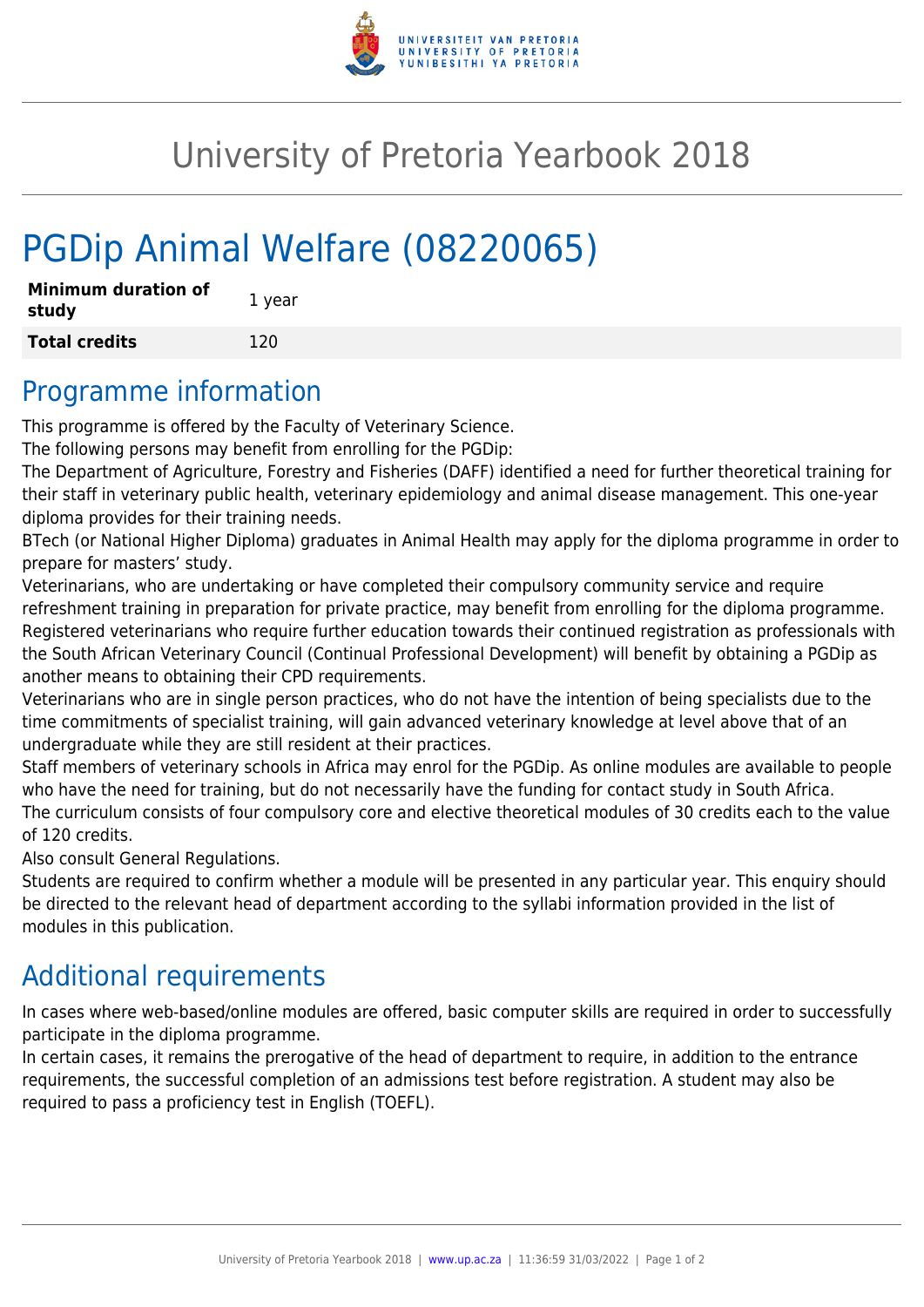# University of Pretoria Yearbook 2018

# PGDip Animal Welfare (08220065)

| Minimum duration of study | 1 year |
| --- | --- |
| **Total credits** | 120 |

## Programme information

This programme is offered by the Faculty of Veterinary Science.

The following persons may benefit from enrolling for the PGDip:

The Department of Agriculture, Forestry and Fisheries (DAFF) identified a need for further theoretical training for their staff in veterinary public health, veterinary epidemiology and animal disease management. This one-year diploma provides for their training needs.

BTech (or National Higher Diploma) graduates in Animal Health may apply for the diploma programme in order to prepare for masters' study.

Veterinarians, who are undertaking or have completed their compulsory community service and require refreshment training in preparation for private practice, may benefit from enrolling for the diploma programme.

Registered veterinarians who require further education towards their continued registration as professionals with the South African Veterinary Council (Continual Professional Development) will benefit by obtaining a PGDip as another means to obtaining their CPD requirements.

Veterinarians who are in single person practices, who do not have the intention of being specialists due to the time commitments of specialist training, will gain advanced veterinary knowledge at level above that of an undergraduate while they are still resident at their practices.

Staff members of veterinary schools in Africa may enrol for the PGDip. As online modules are available to people who have the need for training, but do not necessarily have the funding for contact study in South Africa.

The curriculum consists of four compulsory core and elective theoretical modules of 30 credits each to the value of 120 credits.

Also consult General Regulations.

Students are required to confirm whether a module will be presented in any particular year. This enquiry should be directed to the relevant head of department according to the syllabi information provided in the list of modules in this publication.

## Additional requirements

In cases where web-based/online modules are offered, basic computer skills are required in order to successfully participate in the diploma programme.

In certain cases, it remains the prerogative of the head of department to require, in addition to the entrance requirements, the successful completion of an admissions test before registration. A student may also be required to pass a proficiency test in English (TOEFL).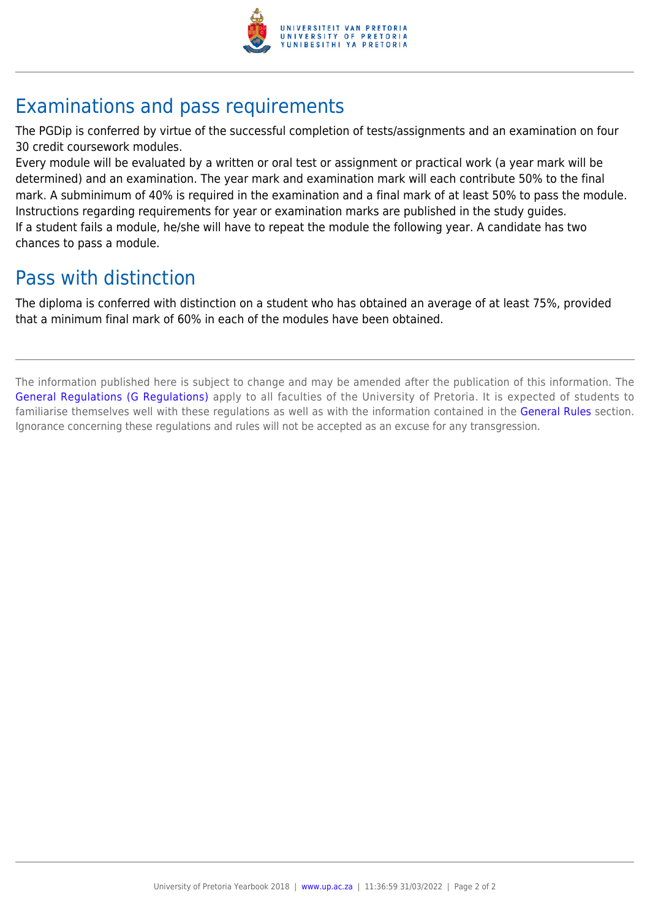## Examinations and pass requirements

The PGDip is conferred by virtue of the successful completion of tests/assignments and an examination on four 30 credit coursework modules.

Every module will be evaluated by a written or oral test or assignment or practical work (a year mark will be determined) and an examination. The year mark and examination mark will each contribute 50% to the final mark. A subminimum of 40% is required in the examination and a final mark of at least 50% to pass the module. Instructions regarding requirements for year or examination marks are published in the study guides.

If a student fails a module, he/she will have to repeat the module the following year. A candidate has two chances to pass a module.

## Pass with distinction

The diploma is conferred with distinction on a student who has obtained an average of at least 75%, provided that a minimum final mark of 60% in each of the modules have been obtained.

---

The information published here is subject to change and may be amended after the publication of this information. The General Regulations (G Regulations) apply to all faculties of the University of Pretoria. It is expected of students to familiarise themselves well with these regulations as well as with the information contained in the General Rules section. Ignorance concerning these regulations and rules will not be accepted as an excuse for any transgression.